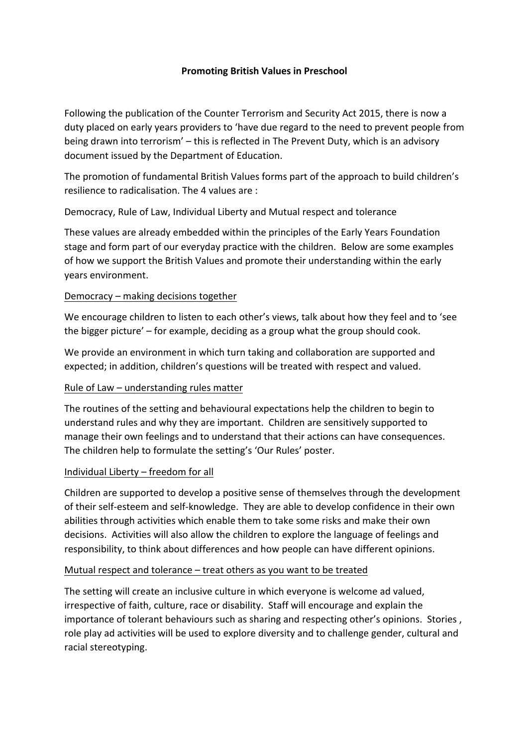# Promoting British Values in Preschool

Following the publication of the Counter Terrorism and Security Act 2015, there is now a duty placed on early years providers to 'have due regard to the need to prevent people from being drawn into terrorism' – this is reflected in The Prevent Duty, which is an advisory document issued by the Department of Education.

The promotion of fundamental British Values forms part of the approach to build children's resilience to radicalisation. The 4 values are :

Democracy, Rule of Law, Individual Liberty and Mutual respect and tolerance

These values are already embedded within the principles of the Early Years Foundation stage and form part of our everyday practice with the children. Below are some examples of how we support the British Values and promote their understanding within the early years environment.

<u>Democracy – making decisions together</u>

We encourage children to listen to each other's views, talk about how they feel and to 'see the bigger picture' – for example, deciding as a group what the group should cook.

We provide an environment in which turn taking and collaboration are supported and expected; in addition, children's questions will be treated with respect and valued.

<u>Rule of Law – understanding rules matter</u>

The routines of the setting and behavioural expectations help the children to begin to understand rules and why they are important. Children are sensitively supported to manage their own feelings and to understand that their actions can have consequences. The children help to formulate the setting's 'Our Rules' poster.

<u>Individual Liberty – freedom for all</u>

Children are supported to develop a positive sense of themselves through the development of their self-esteem and self-knowledge. They are able to develop confidence in their own abilities through activities which enable them to take some risks and make their own decisions. Activities will also allow the children to explore the language of feelings and responsibility, to think about differences and how people can have different opinions.

<u>Mutual respect and tolerance – treat others as you want to be treated</u>

The setting will create an inclusive culture in which everyone is welcome ad valued, irrespective of faith, culture, race or disability. Staff will encourage and explain the importance of tolerant behaviours such as sharing and respecting other's opinions. Stories , role play ad activities will be used to explore diversity and to challenge gender, cultural and racial stereotyping.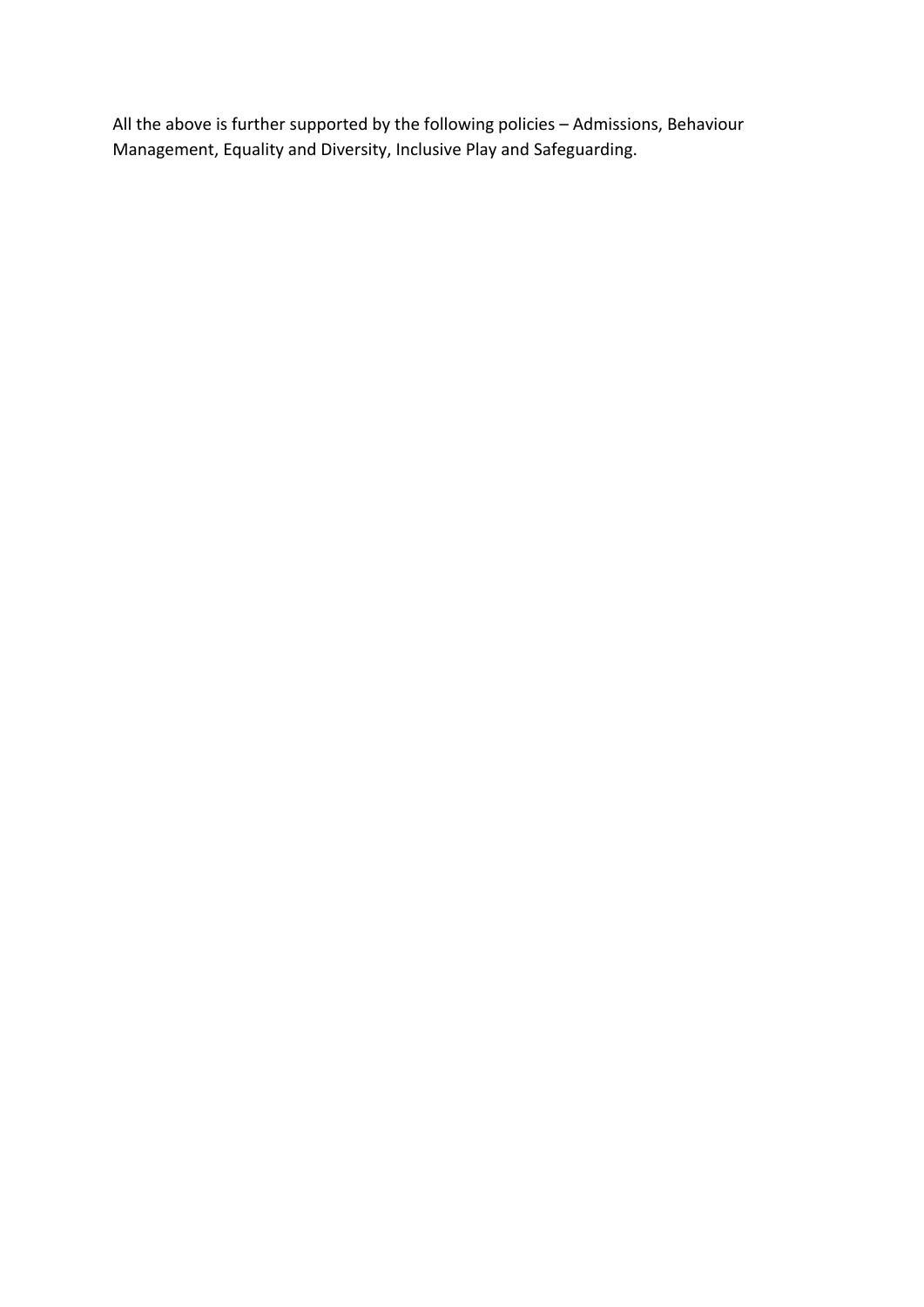All the above is further supported by the following policies – Admissions, Behaviour Management, Equality and Diversity, Inclusive Play and Safeguarding.